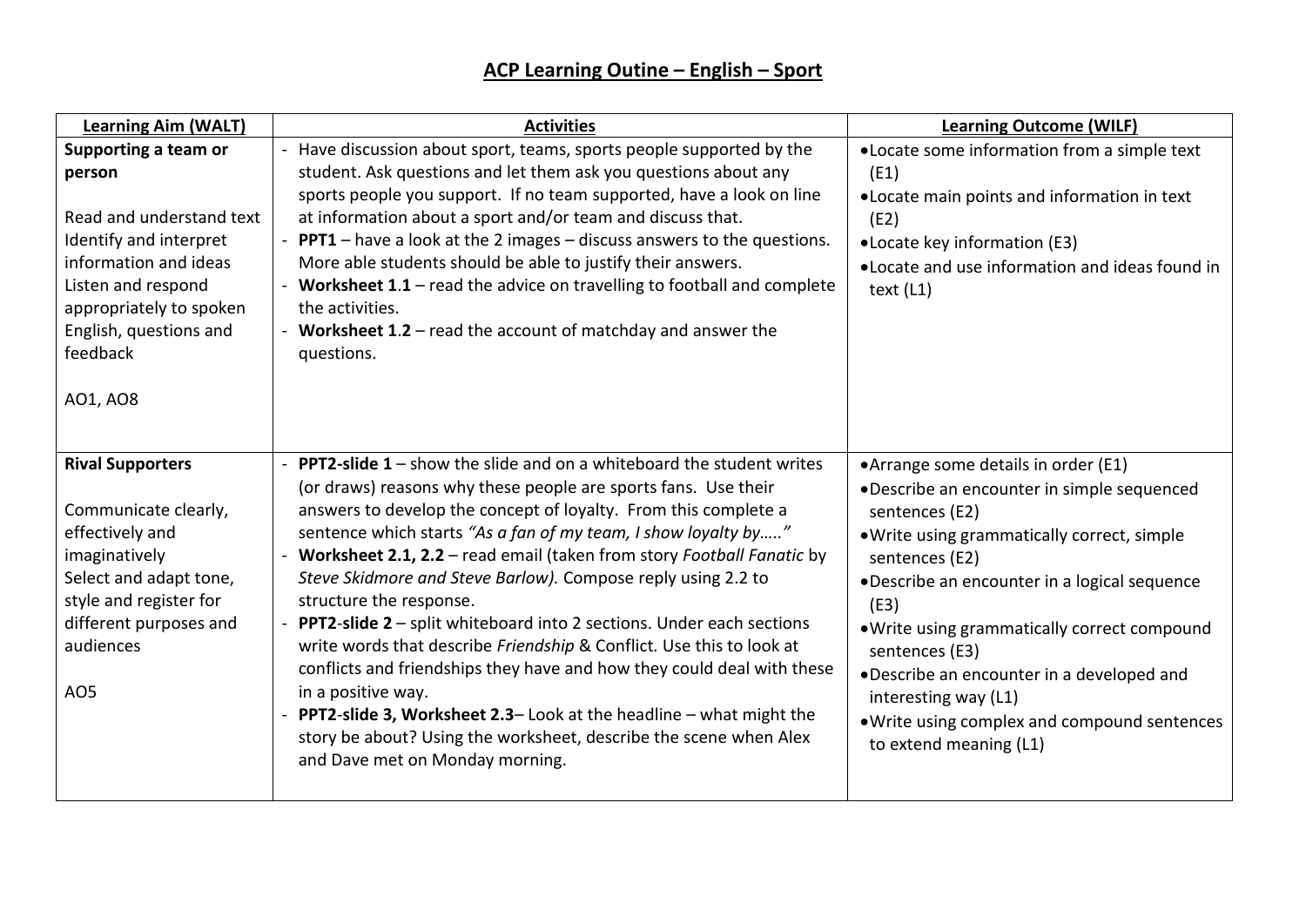# ACP Learning Outine – English – Sport

| Learning Aim (WALT) | Activities | Learning Outcome (WILF) |
|---|---|---|
| **Supporting a team or person**<br><br>Read and understand text<br>Identify and interpret information and ideas<br>Listen and respond appropriately to spoken English, questions and feedback<br><br>AO1, AO8 | - Have discussion about sport, teams, sports people supported by the student. Ask questions and let them ask you questions about any sports people you support. If no team supported, have a look on line at information about a sport and/or team and discuss that.<br>- **PPT1** – have a look at the 2 images – discuss answers to the questions. More able students should be able to justify their answers.<br>- **Worksheet 1.1** – read the advice on travelling to football and complete the activities.<br>- **Worksheet 1.2** – read the account of matchday and answer the questions. | • Locate some information from a simple text (E1)<br>• Locate main points and information in text (E2)<br>• Locate key information (E3)<br>• Locate and use information and ideas found in text (L1) |
| **Rival Supporters**<br><br>Communicate clearly, effectively and imaginatively<br>Select and adapt tone, style and register for different purposes and audiences<br><br>AO5 | - **PPT2-slide 1** – show the slide and on a whiteboard the student writes (or draws) reasons why these people are sports fans. Use their answers to develop the concept of loyalty. From this complete a sentence which starts *"As a fan of my team, I show loyalty by….."*<br>- **Worksheet 2.1, 2.2** – read email (taken from story *Football Fanatic* by *Steve Skidmore and Steve Barlow).* Compose reply using 2.2 to structure the response.<br>- **PPT2-slide 2** – split whiteboard into 2 sections. Under each sections write words that describe *Friendship* & Conflict*.* Use this to look at conflicts and friendships they have and how they could deal with these in a positive way.<br>- **PPT2-slide 3, Worksheet 2.3**– Look at the headline – what might the story be about? Using the worksheet, describe the scene when Alex and Dave met on Monday morning. | • Arrange some details in order (E1)<br>• Describe an encounter in simple sequenced sentences (E2)<br>• Write using grammatically correct, simple sentences (E2)<br>• Describe an encounter in a logical sequence (E3)<br>• Write using grammatically correct compound sentences (E3)<br>• Describe an encounter in a developed and interesting way (L1)<br>• Write using complex and compound sentences to extend meaning (L1) |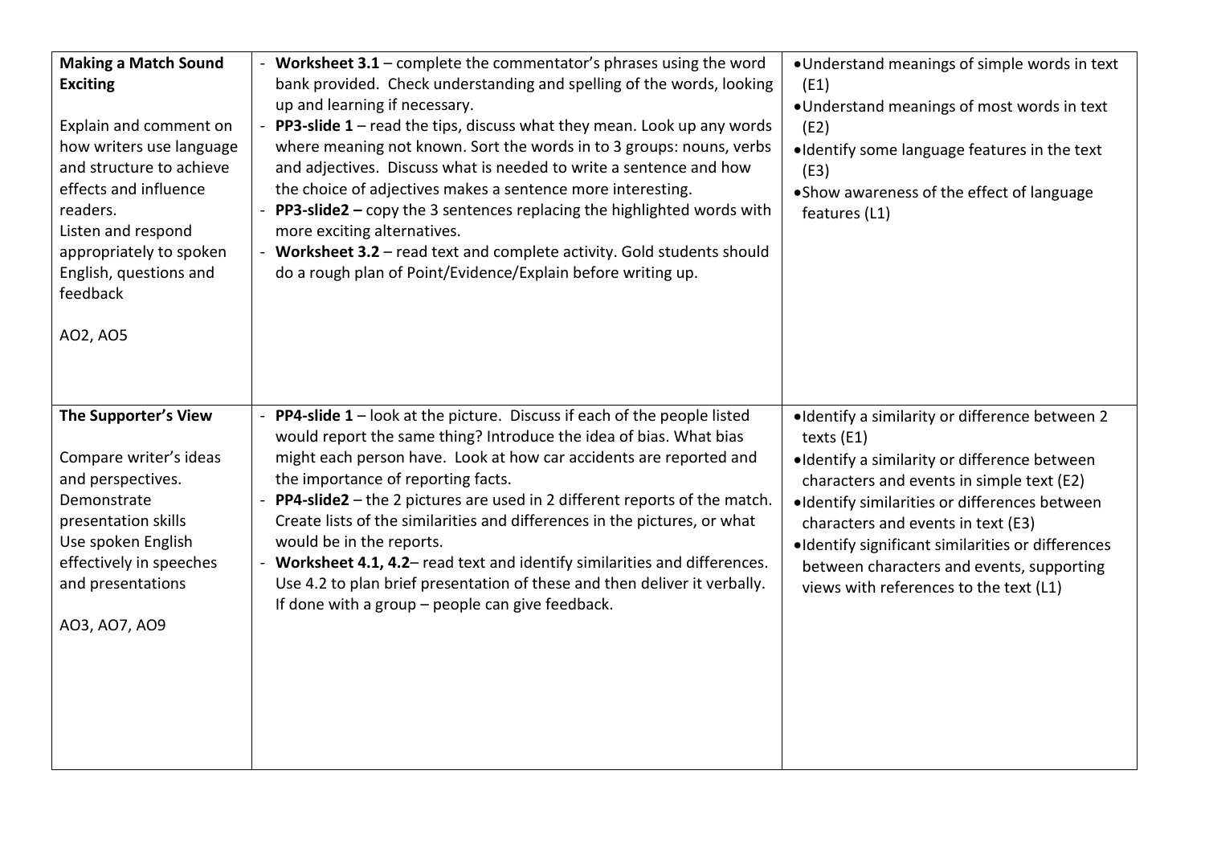| | | |
|---|---|---|
| **Making a Match Sound Exciting**<br><br>Explain and comment on how writers use language and structure to achieve effects and influence readers.<br>Listen and respond appropriately to spoken English, questions and feedback<br><br>AO2, AO5 | - **Worksheet 3.1** – complete the commentator's phrases using the word bank provided. Check understanding and spelling of the words, looking up and learning if necessary.<br>- **PP3-slide 1** – read the tips, discuss what they mean. Look up any words where meaning not known. Sort the words in to 3 groups: nouns, verbs and adjectives. Discuss what is needed to write a sentence and how the choice of adjectives makes a sentence more interesting.<br>- **PP3-slide2 –** copy the 3 sentences replacing the highlighted words with more exciting alternatives.<br>- **Worksheet 3.2** – read text and complete activity. Gold students should do a rough plan of Point/Evidence/Explain before writing up. | • Understand meanings of simple words in text (E1)<br>• Understand meanings of most words in text (E2)<br>• Identify some language features in the text (E3)<br>• Show awareness of the effect of language features (L1) |
| **The Supporter's View**<br><br>Compare writer's ideas and perspectives.<br>Demonstrate presentation skills<br>Use spoken English effectively in speeches and presentations<br><br>AO3, AO7, AO9 | - **PP4-slide 1** – look at the picture. Discuss if each of the people listed would report the same thing? Introduce the idea of bias. What bias might each person have. Look at how car accidents are reported and the importance of reporting facts.<br>- **PP4-slide2** – the 2 pictures are used in 2 different reports of the match. Create lists of the similarities and differences in the pictures, or what would be in the reports.<br>- **Worksheet 4.1, 4.2**– read text and identify similarities and differences. Use 4.2 to plan brief presentation of these and then deliver it verbally. If done with a group – people can give feedback. | • Identify a similarity or difference between 2 texts (E1)<br>• Identify a similarity or difference between characters and events in simple text (E2)<br>• Identify similarities or differences between characters and events in text (E3)<br>• Identify significant similarities or differences between characters and events, supporting views with references to the text (L1) |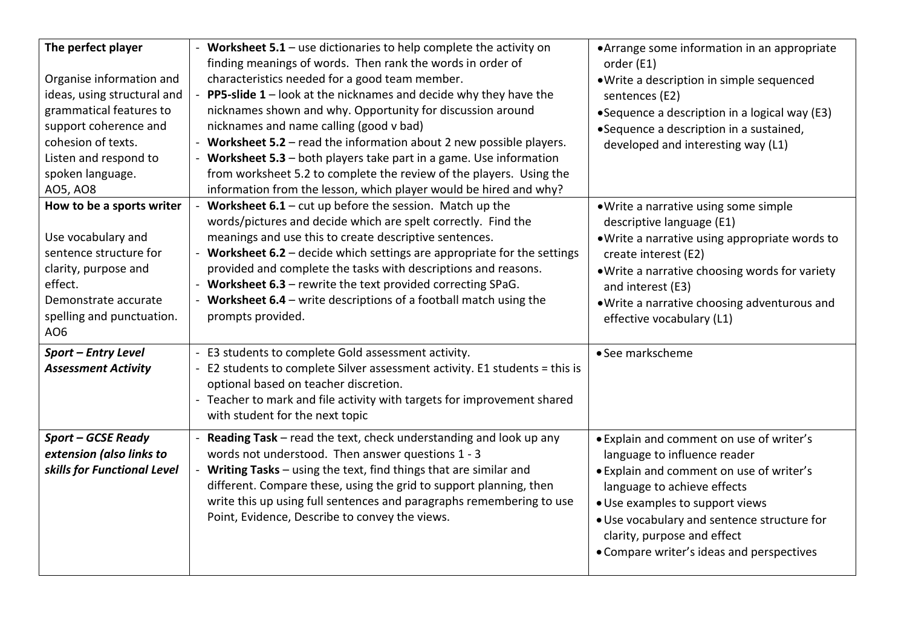| | | |
|---|---|---|
| **The perfect player**<br><br>Organise information and ideas, using structural and grammatical features to support coherence and cohesion of texts.<br>Listen and respond to spoken language.<br>AO5, AO8 | - **Worksheet 5.1** – use dictionaries to help complete the activity on finding meanings of words. Then rank the words in order of characteristics needed for a good team member.<br>- **PP5-slide 1** – look at the nicknames and decide why they have the nicknames shown and why. Opportunity for discussion around nicknames and name calling (good v bad)<br>- **Worksheet 5.2** – read the information about 2 new possible players.<br>- **Worksheet 5.3** – both players take part in a game. Use information from worksheet 5.2 to complete the review of the players. Using the information from the lesson, which player would be hired and why? | • Arrange some information in an appropriate order (E1)<br>• Write a description in simple sequenced sentences (E2)<br>• Sequence a description in a logical way (E3)<br>• Sequence a description in a sustained, developed and interesting way (L1) |
| **How to be a sports writer**<br><br>Use vocabulary and sentence structure for clarity, purpose and effect.<br>Demonstrate accurate spelling and punctuation.<br>AO6 | - **Worksheet 6.1** – cut up before the session. Match up the words/pictures and decide which are spelt correctly. Find the meanings and use this to create descriptive sentences.<br>- **Worksheet 6.2** – decide which settings are appropriate for the settings provided and complete the tasks with descriptions and reasons.<br>- **Worksheet 6.3** – rewrite the text provided correcting SPaG.<br>- **Worksheet 6.4** – write descriptions of a football match using the prompts provided. | • Write a narrative using some simple descriptive language (E1)<br>• Write a narrative using appropriate words to create interest (E2)<br>• Write a narrative choosing words for variety and interest (E3)<br>• Write a narrative choosing adventurous and effective vocabulary (L1) |
| ***Sport – Entry Level Assessment Activity*** | - E3 students to complete Gold assessment activity.<br>- E2 students to complete Silver assessment activity. E1 students = this is optional based on teacher discretion.<br>- Teacher to mark and file activity with targets for improvement shared with student for the next topic | • See markscheme |
| ***Sport – GCSE Ready extension (also links to skills for Functional Level*** | - **Reading Task** – read the text, check understanding and look up any words not understood. Then answer questions 1 - 3<br>- **Writing Tasks** – using the text, find things that are similar and different. Compare these, using the grid to support planning, then write this up using full sentences and paragraphs remembering to use Point, Evidence, Describe to convey the views. | • Explain and comment on use of writer's language to influence reader<br>• Explain and comment on use of writer's language to achieve effects<br>• Use examples to support views<br>• Use vocabulary and sentence structure for clarity, purpose and effect<br>• Compare writer's ideas and perspectives |